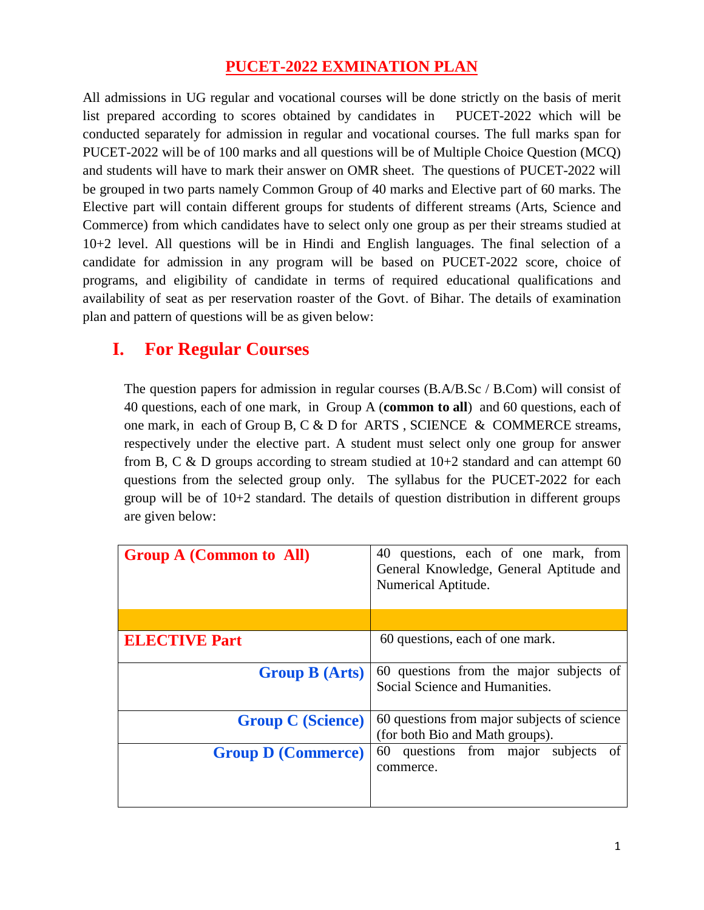# PUCET-2022 EXMINATION PLAN

All admissions in UG regular and vocational courses will be done strictly on the basis of merit list prepared according to scores obtained by candidates in PUCET-2022 which will be conducted separately for admission in regular and vocational courses. The full marks span for PUCET-2022 will be of 100 marks and all questions will be of Multiple Choice Question (MCQ) and students will have to mark their answer on OMR sheet. The questions of PUCET-2022 will be grouped in two parts namely Common Group of 40 marks and Elective part of 60 marks. The Elective part will contain different groups for students of different streams (Arts, Science and Commerce) from which candidates have to select only one group as per their streams studied at 10+2 level. All questions will be in Hindi and English languages. The final selection of a candidate for admission in any program will be based on PUCET-2022 score, choice of programs, and eligibility of candidate in terms of required educational qualifications and availability of seat as per reservation roaster of the Govt. of Bihar. The details of examination plan and pattern of questions will be as given below:

## I. For Regular Courses

The question papers for admission in regular courses (B.A/B.Sc / B.Com) will consist of 40 questions, each of one mark, in Group A (**common to all**) and 60 questions, each of one mark, in each of Group B, C & D for ARTS , SCIENCE & COMMERCE streams, respectively under the elective part. A student must select only one group for answer from B, C & D groups according to stream studied at 10+2 standard and can attempt 60 questions from the selected group only. The syllabus for the PUCET-2022 for each group will be of 10+2 standard. The details of question distribution in different groups are given below:

| | |
|---|---|
| **Group A (Common to All)** | 40 questions, each of one mark, from General Knowledge, General Aptitude and Numerical Aptitude. |
| | |
| **ELECTIVE Part** | 60 questions, each of one mark. |
| **Group B (Arts)** | 60 questions from the major subjects of Social Science and Humanities. |
| **Group C (Science)** | 60 questions from major subjects of science (for both Bio and Math groups). |
| **Group D (Commerce)** | 60 questions from major subjects of commerce. |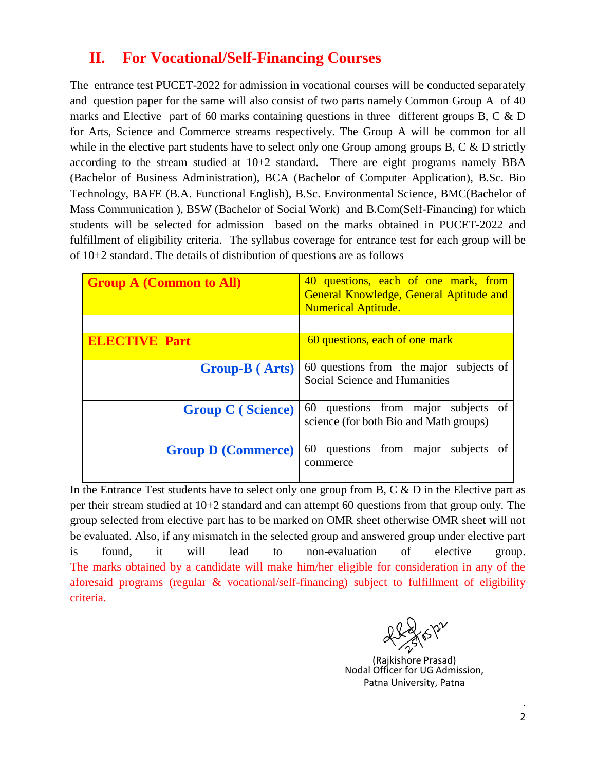## II. For Vocational/Self-Financing Courses

The entrance test PUCET-2022 for admission in vocational courses will be conducted separately and question paper for the same will also consist of two parts namely Common Group A of 40 marks and Elective part of 60 marks containing questions in three different groups B, C & D for Arts, Science and Commerce streams respectively. The Group A will be common for all while in the elective part students have to select only one Group among groups B, C & D strictly according to the stream studied at 10+2 standard. There are eight programs namely BBA (Bachelor of Business Administration), BCA (Bachelor of Computer Application), B.Sc. Bio Technology, BAFE (B.A. Functional English), B.Sc. Environmental Science, BMC(Bachelor of Mass Communication ), BSW (Bachelor of Social Work) and B.Com(Self-Financing) for which students will be selected for admission based on the marks obtained in PUCET-2022 and fulfillment of eligibility criteria. The syllabus coverage for entrance test for each group will be of 10+2 standard. The details of distribution of questions are as follows

| | |
|---|---|
| **Group A (Common to All)** | 40 questions, each of one mark, from General Knowledge, General Aptitude and Numerical Aptitude. |
| | |
| **ELECTIVE Part** | 60 questions, each of one mark |
| **Group-B ( Arts)** | 60 questions from the major subjects of Social Science and Humanities |
| **Group C ( Science)** | 60 questions from major subjects of science (for both Bio and Math groups) |
| **Group D (Commerce)** | 60 questions from major subjects of commerce |

In the Entrance Test students have to select only one group from B, C & D in the Elective part as per their stream studied at 10+2 standard and can attempt 60 questions from that group only. The group selected from elective part has to be marked on OMR sheet otherwise OMR sheet will not be evaluated. Also, if any mismatch in the selected group and answered group under elective part is found, it will lead to non-evaluation of elective group. The marks obtained by a candidate will make him/her eligible for consideration in any of the aforesaid programs (regular & vocational/self-financing) subject to fulfillment of eligibility criteria.

25/05/22

(Rajkishore Prasad)
Nodal Officer for UG Admission,
Patna University, Patna